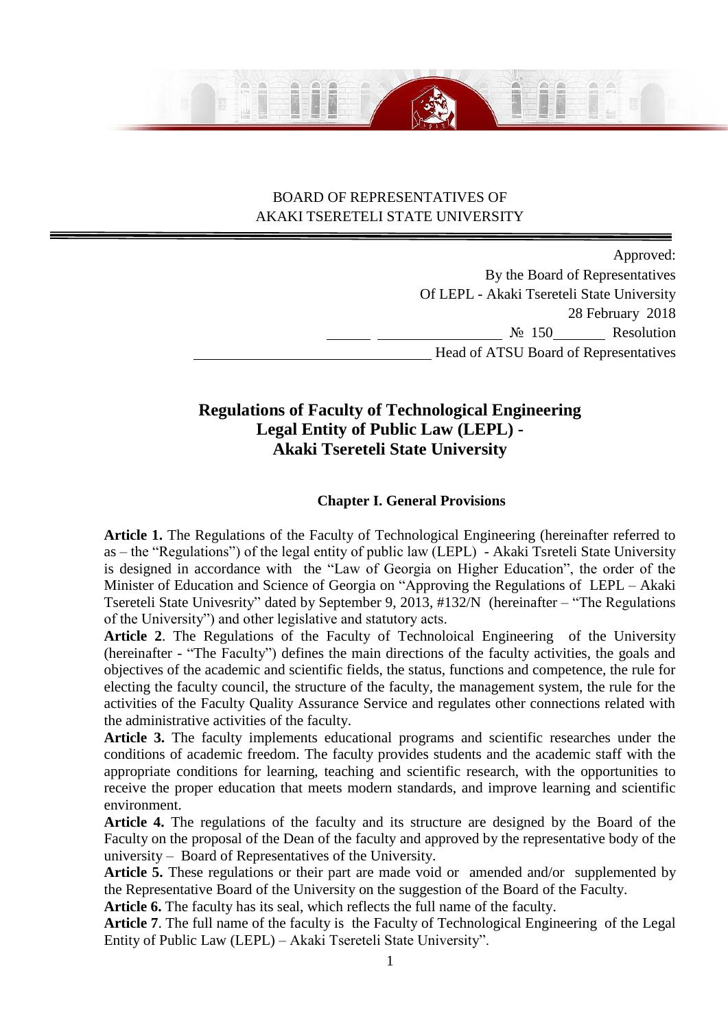BOARD OF REPRESENTATIVES OF
AKAKI TSERETELI STATE UNIVERSITY

Approved:
By the Board of Representatives
Of LEPL - Akaki Tsereteli State University
28 February 2018
№ 150 Resolution
Head of ATSU Board of Representatives

# Regulations of Faculty of Technological Engineering Legal Entity of Public Law (LEPL) - Akaki Tsereteli State University

## Chapter I. General Provisions

**Article 1.** The Regulations of the Faculty of Technological Engineering (hereinafter referred to as – the "Regulations") of the legal entity of public law (LEPL) - Akaki Tsreteli State University is designed in accordance with the "Law of Georgia on Higher Education", the order of the Minister of Education and Science of Georgia on "Approving the Regulations of LEPL – Akaki Tsereteli State Univesrity" dated by September 9, 2013, #132/N (hereinafter – "The Regulations of the University") and other legislative and statutory acts.

**Article 2**. The Regulations of the Faculty of Technoloical Engineering of the University (hereinafter - "The Faculty") defines the main directions of the faculty activities, the goals and objectives of the academic and scientific fields, the status, functions and competence, the rule for electing the faculty council, the structure of the faculty, the management system, the rule for the activities of the Faculty Quality Assurance Service and regulates other connections related with the administrative activities of the faculty.

**Article 3.** The faculty implements educational programs and scientific researches under the conditions of academic freedom. The faculty provides students and the academic staff with the appropriate conditions for learning, teaching and scientific research, with the opportunities to receive the proper education that meets modern standards, and improve learning and scientific environment.

**Article 4.** The regulations of the faculty and its structure are designed by the Board of the Faculty on the proposal of the Dean of the faculty and approved by the representative body of the university – Board of Representatives of the University.

**Article 5.** These regulations or their part are made void or amended and/or supplemented by the Representative Board of the University on the suggestion of the Board of the Faculty.

**Article 6.** The faculty has its seal, which reflects the full name of the faculty.

**Article 7**. The full name of the faculty is the Faculty of Technological Engineering of the Legal Entity of Public Law (LEPL) – Akaki Tsereteli State University".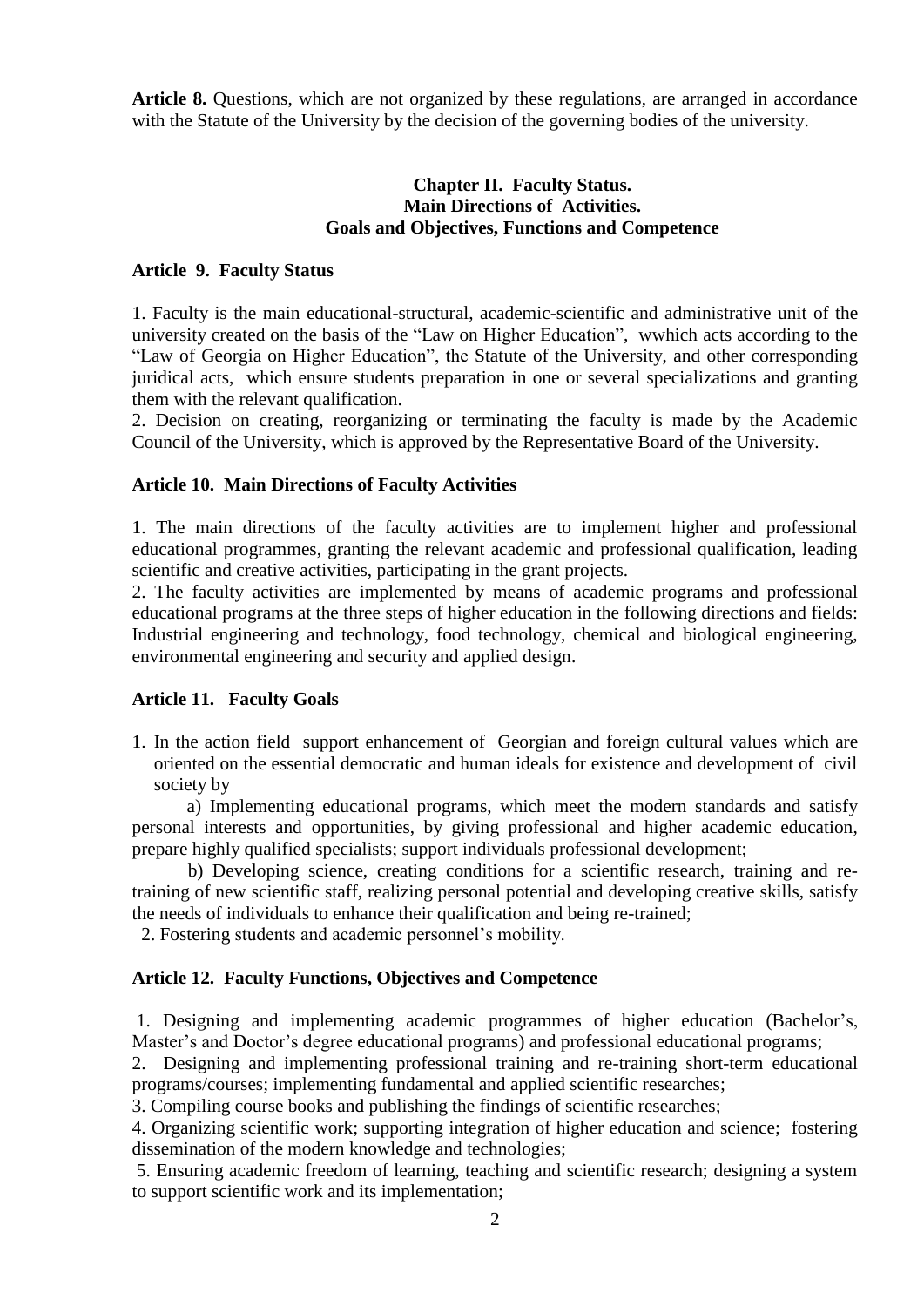**Article 8.** Questions, which are not organized by these regulations, are arranged in accordance with the Statute of the University by the decision of the governing bodies of the university.

## Chapter II. Faculty Status. Main Directions of Activities. Goals and Objectives, Functions and Competence

### Article 9. Faculty Status

1. Faculty is the main educational-structural, academic-scientific and administrative unit of the university created on the basis of the "Law on Higher Education", wwhich acts according to the "Law of Georgia on Higher Education", the Statute of the University, and other corresponding juridical acts, which ensure students preparation in one or several specializations and granting them with the relevant qualification.
2. Decision on creating, reorganizing or terminating the faculty is made by the Academic Council of the University, which is approved by the Representative Board of the University.

### Article 10. Main Directions of Faculty Activities

1. The main directions of the faculty activities are to implement higher and professional educational programmes, granting the relevant academic and professional qualification, leading scientific and creative activities, participating in the grant projects.
2. The faculty activities are implemented by means of academic programs and professional educational programs at the three steps of higher education in the following directions and fields: Industrial engineering and technology, food technology, chemical and biological engineering, environmental engineering and security and applied design.

### Article 11. Faculty Goals

1. In the action field support enhancement of Georgian and foreign cultural values which are oriented on the essential democratic and human ideals for existence and development of civil society by

   a) Implementing educational programs, which meet the modern standards and satisfy personal interests and opportunities, by giving professional and higher academic education, prepare highly qualified specialists; support individuals professional development;

   b) Developing science, creating conditions for a scientific research, training and re-training of new scientific staff, realizing personal potential and developing creative skills, satisfy the needs of individuals to enhance their qualification and being re-trained;

2. Fostering students and academic personnel's mobility.

### Article 12. Faculty Functions, Objectives and Competence

1. Designing and implementing academic programmes of higher education (Bachelor's, Master's and Doctor's degree educational programs) and professional educational programs;
2. Designing and implementing professional training and re-training short-term educational programs/courses; implementing fundamental and applied scientific researches;
3. Compiling course books and publishing the findings of scientific researches;
4. Organizing scientific work; supporting integration of higher education and science; fostering dissemination of the modern knowledge and technologies;
5. Ensuring academic freedom of learning, teaching and scientific research; designing a system to support scientific work and its implementation;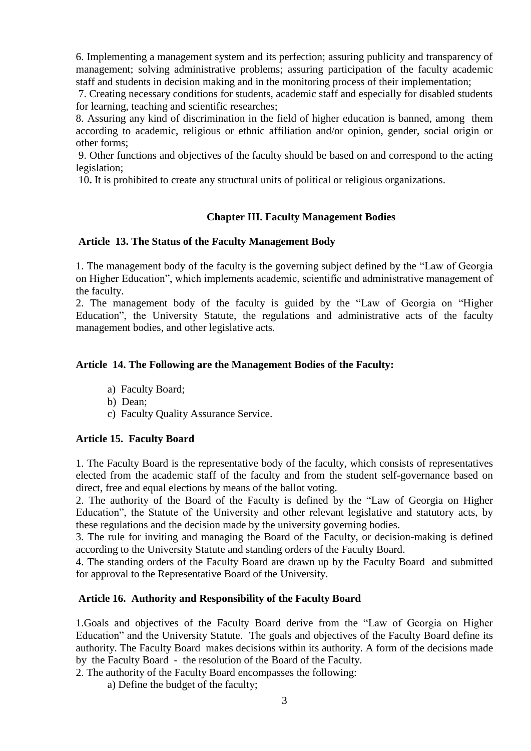6. Implementing a management system and its perfection; assuring publicity and transparency of management; solving administrative problems; assuring participation of the faculty academic staff and students in decision making and in the monitoring process of their implementation;

7. Creating necessary conditions for students, academic staff and especially for disabled students for learning, teaching and scientific researches;

8. Assuring any kind of discrimination in the field of higher education is banned, among them according to academic, religious or ethnic affiliation and/or opinion, gender, social origin or other forms;

9. Other functions and objectives of the faculty should be based on and correspond to the acting legislation;

10**.** It is prohibited to create any structural units of political or religious organizations.

## Chapter III. Faculty Management Bodies

### Article 13. The Status of the Faculty Management Body

1. The management body of the faculty is the governing subject defined by the "Law of Georgia on Higher Education", which implements academic, scientific and administrative management of the faculty.

2. The management body of the faculty is guided by the "Law of Georgia on "Higher Education", the University Statute, the regulations and administrative acts of the faculty management bodies, and other legislative acts.

### Article 14. The Following are the Management Bodies of the Faculty:

a) Faculty Board;
b) Dean;
c) Faculty Quality Assurance Service.

### Article 15. Faculty Board

1. The Faculty Board is the representative body of the faculty, which consists of representatives elected from the academic staff of the faculty and from the student self-governance based on direct, free and equal elections by means of the ballot voting.

2. The authority of the Board of the Faculty is defined by the "Law of Georgia on Higher Education", the Statute of the University and other relevant legislative and statutory acts, by these regulations and the decision made by the university governing bodies.

3. The rule for inviting and managing the Board of the Faculty, or decision-making is defined according to the University Statute and standing orders of the Faculty Board.

4. The standing orders of the Faculty Board are drawn up by the Faculty Board and submitted for approval to the Representative Board of the University.

### Article 16. Authority and Responsibility of the Faculty Board

1.Goals and objectives of the Faculty Board derive from the "Law of Georgia on Higher Education" and the University Statute. The goals and objectives of the Faculty Board define its authority. The Faculty Board makes decisions within its authority. A form of the decisions made by the Faculty Board - the resolution of the Board of the Faculty.

2. The authority of the Faculty Board encompasses the following:

a) Define the budget of the faculty;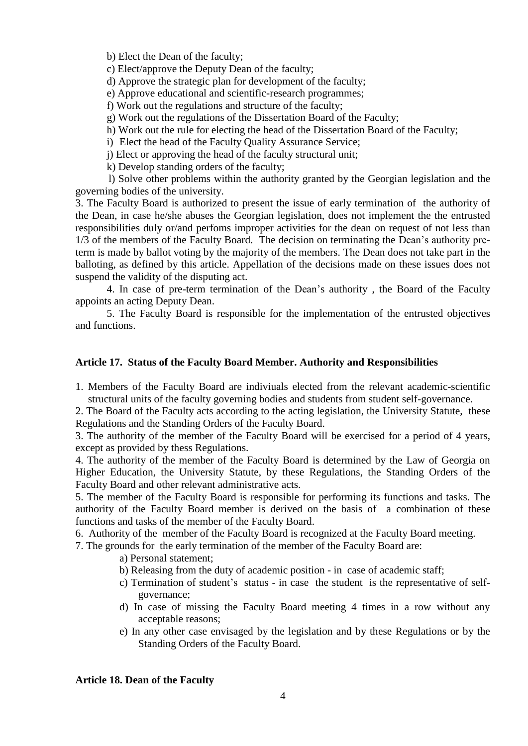b) Elect the Dean of the faculty;

c) Elect/approve the Deputy Dean of the faculty;

d) Approve the strategic plan for development of the faculty;

e) Approve educational and scientific-research programmes;

f) Work out the regulations and structure of the faculty;

g) Work out the regulations of the Dissertation Board of the Faculty;

h) Work out the rule for electing the head of the Dissertation Board of the Faculty;

i) Elect the head of the Faculty Quality Assurance Service;

j) Elect or approving the head of the faculty structural unit;

k) Develop standing orders of the faculty;

l) Solve other problems within the authority granted by the Georgian legislation and the governing bodies of the university.

3. The Faculty Board is authorized to present the issue of early termination of the authority of the Dean, in case he/she abuses the Georgian legislation, does not implement the the entrusted responsibilities duly or/and perfoms improper activities for the dean on request of not less than 1/3 of the members of the Faculty Board. The decision on terminating the Dean's authority pre-term is made by ballot voting by the majority of the members. The Dean does not take part in the balloting, as defined by this article. Appellation of the decisions made on these issues does not suspend the validity of the disputing act.

4. In case of pre-term termination of the Dean's authority , the Board of the Faculty appoints an acting Deputy Dean.

5. The Faculty Board is responsible for the implementation of the entrusted objectives and functions.

### Article 17. Status of the Faculty Board Member. Authority and Responsibilities

1. Members of the Faculty Board are indiviuals elected from the relevant academic-scientific structural units of the faculty governing bodies and students from student self-governance.
2. The Board of the Faculty acts according to the acting legislation, the University Statute, these Regulations and the Standing Orders of the Faculty Board.
3. The authority of the member of the Faculty Board will be exercised for a period of 4 years, except as provided by thess Regulations.
4. The authority of the member of the Faculty Board is determined by the Law of Georgia on Higher Education, the University Statute, by these Regulations, the Standing Orders of the Faculty Board and other relevant administrative acts.
5. The member of the Faculty Board is responsible for performing its functions and tasks. The authority of the Faculty Board member is derived on the basis of a combination of these functions and tasks of the member of the Faculty Board.
6. Authority of the member of the Faculty Board is recognized at the Faculty Board meeting.
7. The grounds for the early termination of the member of the Faculty Board are:
   - a) Personal statement;
   - b) Releasing from the duty of academic position - in case of academic staff;
   - c) Termination of student's status - in case the student is the representative of self-governance;
   - d) In case of missing the Faculty Board meeting 4 times in a row without any acceptable reasons;
   - e) In any other case envisaged by the legislation and by these Regulations or by the Standing Orders of the Faculty Board.

### Article 18. Dean of the Faculty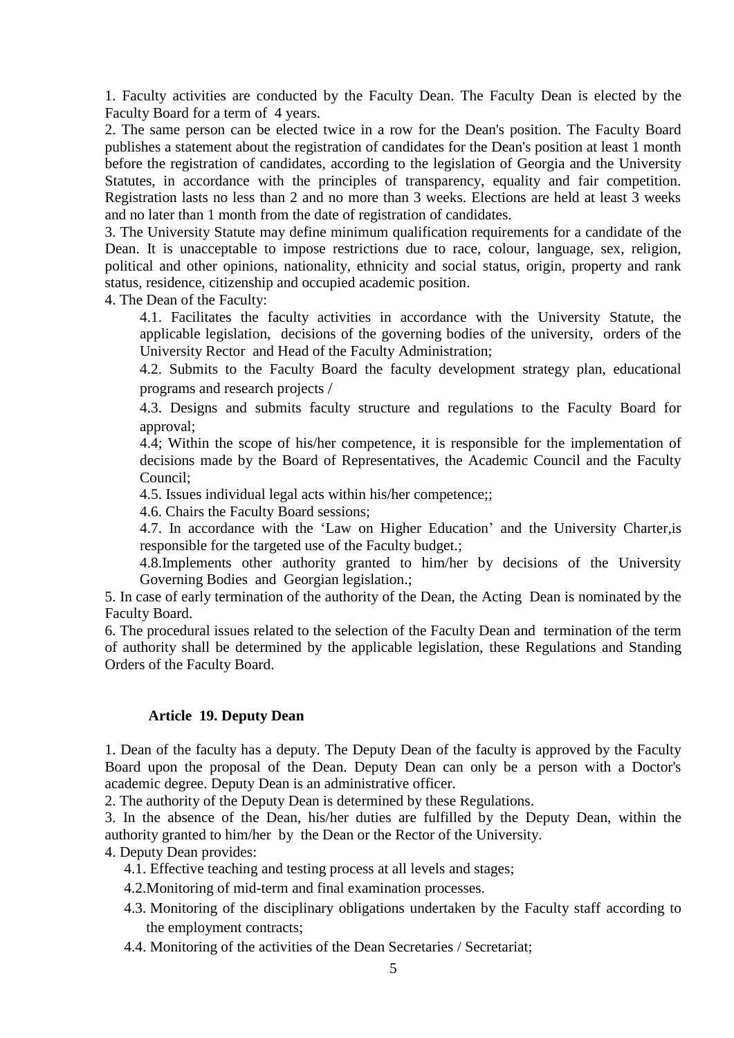1. Faculty activities are conducted by the Faculty Dean. The Faculty Dean is elected by the Faculty Board for a term of 4 years.

2. The same person can be elected twice in a row for the Dean's position. The Faculty Board publishes a statement about the registration of candidates for the Dean's position at least 1 month before the registration of candidates, according to the legislation of Georgia and the University Statutes, in accordance with the principles of transparency, equality and fair competition. Registration lasts no less than 2 and no more than 3 weeks. Elections are held at least 3 weeks and no later than 1 month from the date of registration of candidates.

3. The University Statute may define minimum qualification requirements for a candidate of the Dean. It is unacceptable to impose restrictions due to race, colour, language, sex, religion, political and other opinions, nationality, ethnicity and social status, origin, property and rank status, residence, citizenship and occupied academic position.

4. The Dean of the Faculty:

4.1. Facilitates the faculty activities in accordance with the University Statute, the applicable legislation, decisions of the governing bodies of the university, orders of the University Rector and Head of the Faculty Administration;

4.2. Submits to the Faculty Board the faculty development strategy plan, educational programs and research projects /

4.3. Designs and submits faculty structure and regulations to the Faculty Board for approval;

4.4; Within the scope of his/her competence, it is responsible for the implementation of decisions made by the Board of Representatives, the Academic Council and the Faculty Council;

4.5. Issues individual legal acts within his/her competence;;

4.6. Chairs the Faculty Board sessions;

4.7. In accordance with the 'Law on Higher Education' and the University Charter,is responsible for the targeted use of the Faculty budget.;

4.8.Implements other authority granted to him/her by decisions of the University Governing Bodies and Georgian legislation.;

5. In case of early termination of the authority of the Dean, the Acting Dean is nominated by the Faculty Board.

6. The procedural issues related to the selection of the Faculty Dean and termination of the term of authority shall be determined by the applicable legislation, these Regulations and Standing Orders of the Faculty Board.

### Article 19. Deputy Dean

1. Dean of the faculty has a deputy. The Deputy Dean of the faculty is approved by the Faculty Board upon the proposal of the Dean. Deputy Dean can only be a person with a Doctor's academic degree. Deputy Dean is an administrative officer.

2. The authority of the Deputy Dean is determined by these Regulations.

3. In the absence of the Dean, his/her duties are fulfilled by the Deputy Dean, within the authority granted to him/her by the Dean or the Rector of the University.

4. Deputy Dean provides:

4.1. Effective teaching and testing process at all levels and stages;

4.2.Monitoring of mid-term and final examination processes.

4.3. Monitoring of the disciplinary obligations undertaken by the Faculty staff according to the employment contracts;

4.4. Monitoring of the activities of the Dean Secretaries / Secretariat;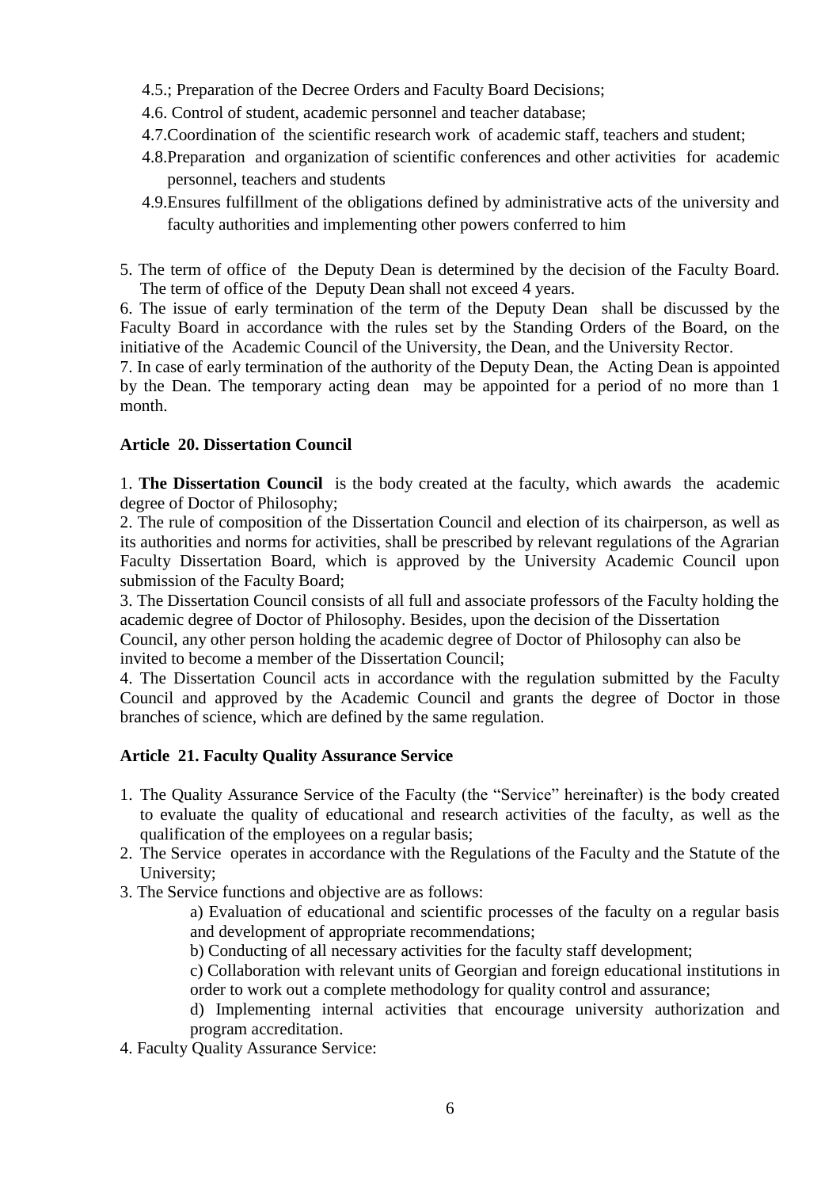4.5.; Preparation of the Decree Orders and Faculty Board Decisions;

4.6. Control of student, academic personnel and teacher database;

4.7.Coordination of the scientific research work of academic staff, teachers and student;

4.8.Preparation and organization of scientific conferences and other activities for academic personnel, teachers and students

4.9.Ensures fulfillment of the obligations defined by administrative acts of the university and faculty authorities and implementing other powers conferred to him

5. The term of office of the Deputy Dean is determined by the decision of the Faculty Board. The term of office of the Deputy Dean shall not exceed 4 years.

6. The issue of early termination of the term of the Deputy Dean shall be discussed by the Faculty Board in accordance with the rules set by the Standing Orders of the Board, on the initiative of the Academic Council of the University, the Dean, and the University Rector.

7. In case of early termination of the authority of the Deputy Dean, the Acting Dean is appointed by the Dean. The temporary acting dean may be appointed for a period of no more than 1 month.

**Article 20. Dissertation Council**

1. **The Dissertation Council** is the body created at the faculty, which awards the academic degree of Doctor of Philosophy;

2. The rule of composition of the Dissertation Council and election of its chairperson, as well as its authorities and norms for activities, shall be prescribed by relevant regulations of the Agrarian Faculty Dissertation Board, which is approved by the University Academic Council upon submission of the Faculty Board;

3. The Dissertation Council consists of all full and associate professors of the Faculty holding the academic degree of Doctor of Philosophy. Besides, upon the decision of the Dissertation Council, any other person holding the academic degree of Doctor of Philosophy can also be invited to become a member of the Dissertation Council;

4. The Dissertation Council acts in accordance with the regulation submitted by the Faculty Council and approved by the Academic Council and grants the degree of Doctor in those branches of science, which are defined by the same regulation.

**Article 21. Faculty Quality Assurance Service**

1. The Quality Assurance Service of the Faculty (the "Service" hereinafter) is the body created to evaluate the quality of educational and research activities of the faculty, as well as the qualification of the employees on a regular basis;
2. The Service operates in accordance with the Regulations of the Faculty and the Statute of the University;
3. The Service functions and objective are as follows:

   a) Evaluation of educational and scientific processes of the faculty on a regular basis and development of appropriate recommendations;

   b) Conducting of all necessary activities for the faculty staff development;

   c) Collaboration with relevant units of Georgian and foreign educational institutions in order to work out a complete methodology for quality control and assurance;

   d) Implementing internal activities that encourage university authorization and program accreditation.
4. Faculty Quality Assurance Service: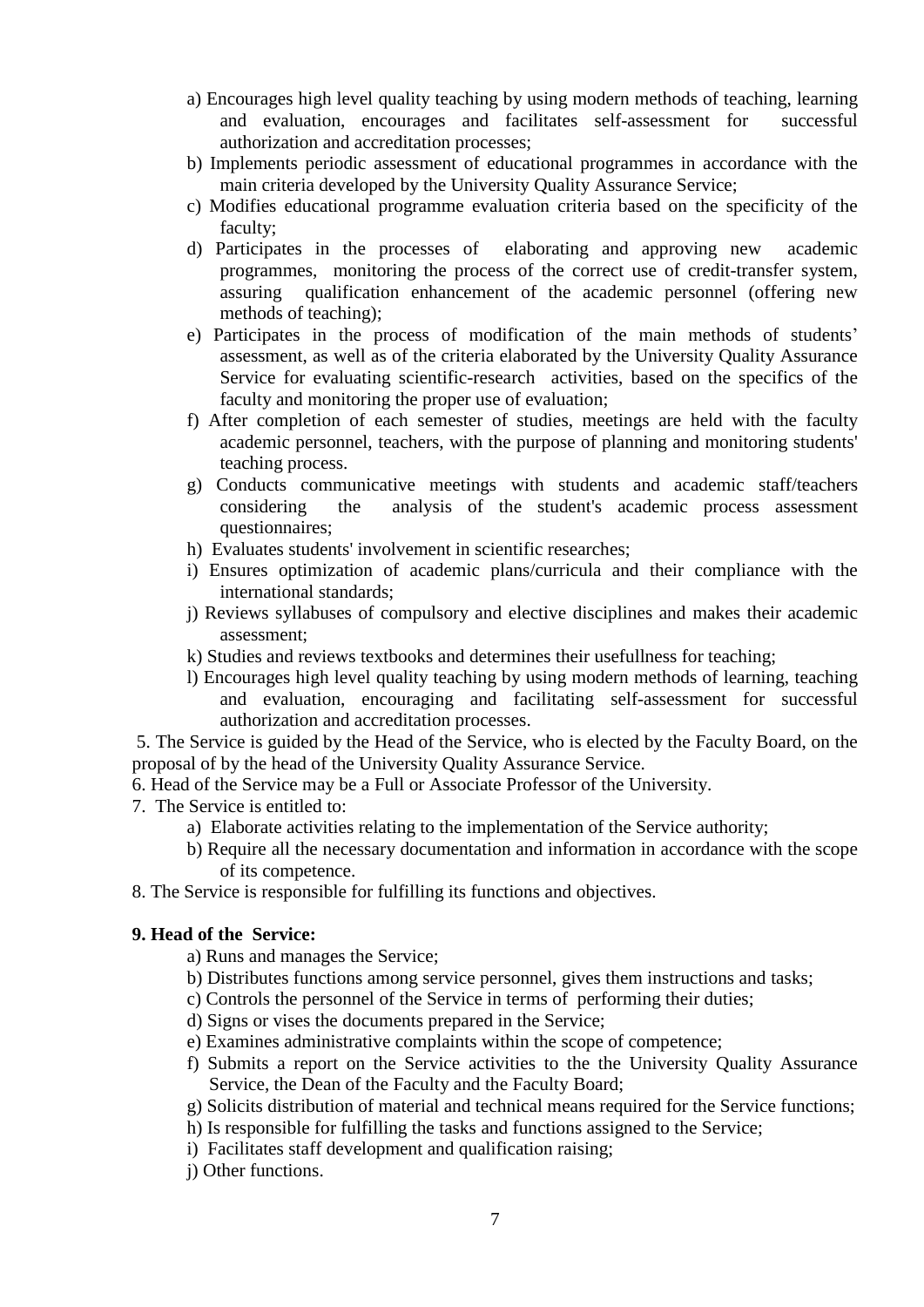a) Encourages high level quality teaching by using modern methods of teaching, learning and evaluation, encourages and facilitates self-assessment for successful authorization and accreditation processes;

b) Implements periodic assessment of educational programmes in accordance with the main criteria developed by the University Quality Assurance Service;

c) Modifies educational programme evaluation criteria based on the specificity of the faculty;

d) Participates in the processes of elaborating and approving new academic programmes, monitoring the process of the correct use of credit-transfer system, assuring qualification enhancement of the academic personnel (offering new methods of teaching);

e) Participates in the process of modification of the main methods of students' assessment, as well as of the criteria elaborated by the University Quality Assurance Service for evaluating scientific-research activities, based on the specifics of the faculty and monitoring the proper use of evaluation;

f) After completion of each semester of studies, meetings are held with the faculty academic personnel, teachers, with the purpose of planning and monitoring students' teaching process.

g) Conducts communicative meetings with students and academic staff/teachers considering the analysis of the student's academic process assessment questionnaires;

h) Evaluates students' involvement in scientific researches;

i) Ensures optimization of academic plans/curricula and their compliance with the international standards;

j) Reviews syllabuses of compulsory and elective disciplines and makes their academic assessment;

k) Studies and reviews textbooks and determines their usefullness for teaching;

l) Encourages high level quality teaching by using modern methods of learning, teaching and evaluation, encouraging and facilitating self-assessment for successful authorization and accreditation processes.

5. The Service is guided by the Head of the Service, who is elected by the Faculty Board, on the proposal of by the head of the University Quality Assurance Service.

6. Head of the Service may be a Full or Associate Professor of the University.

7. The Service is entitled to:

a) Elaborate activities relating to the implementation of the Service authority;

b) Require all the necessary documentation and information in accordance with the scope of its competence.

8. The Service is responsible for fulfilling its functions and objectives.

**9. Head of the Service:**

a) Runs and manages the Service;

b) Distributes functions among service personnel, gives them instructions and tasks;

c) Controls the personnel of the Service in terms of performing their duties;

d) Signs or vises the documents prepared in the Service;

e) Examines administrative complaints within the scope of competence;

f) Submits a report on the Service activities to the the University Quality Assurance Service, the Dean of the Faculty and the Faculty Board;

g) Solicits distribution of material and technical means required for the Service functions;

h) Is responsible for fulfilling the tasks and functions assigned to the Service;

i) Facilitates staff development and qualification raising;

j) Other functions.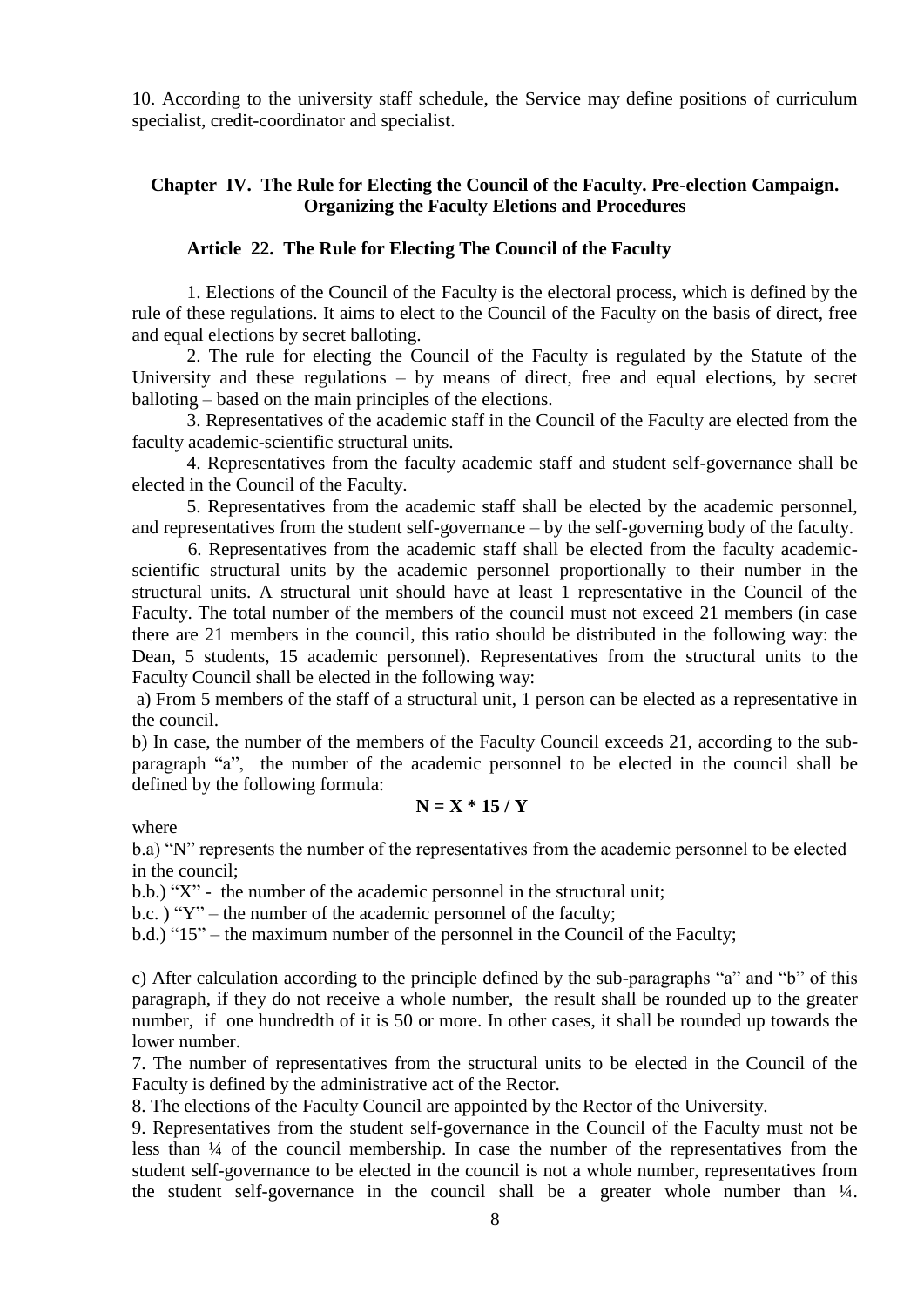10. According to the university staff schedule, the Service may define positions of curriculum specialist, credit-coordinator and specialist.

## Chapter IV. The Rule for Electing the Council of the Faculty. Pre-election Campaign. Organizing the Faculty Eletions and Procedures

### Article 22. The Rule for Electing The Council of the Faculty

1. Elections of the Council of the Faculty is the electoral process, which is defined by the rule of these regulations. It aims to elect to the Council of the Faculty on the basis of direct, free and equal elections by secret balloting.

2. The rule for electing the Council of the Faculty is regulated by the Statute of the University and these regulations – by means of direct, free and equal elections, by secret balloting – based on the main principles of the elections.

3. Representatives of the academic staff in the Council of the Faculty are elected from the faculty academic-scientific structural units.

4. Representatives from the faculty academic staff and student self-governance shall be elected in the Council of the Faculty.

5. Representatives from the academic staff shall be elected by the academic personnel, and representatives from the student self-governance – by the self-governing body of the faculty.

6. Representatives from the academic staff shall be elected from the faculty academic-scientific structural units by the academic personnel proportionally to their number in the structural units. A structural unit should have at least 1 representative in the Council of the Faculty. The total number of the members of the council must not exceed 21 members (in case there are 21 members in the council, this ratio should be distributed in the following way: the Dean, 5 students, 15 academic personnel). Representatives from the structural units to the Faculty Council shall be elected in the following way:

a) From 5 members of the staff of a structural unit, 1 person can be elected as a representative in the council.

b) In case, the number of the members of the Faculty Council exceeds 21, according to the sub-paragraph "a", the number of the academic personnel to be elected in the council shall be defined by the following formula:

$$N = X * 15 / Y$$

where

b.a) "N" represents the number of the representatives from the academic personnel to be elected in the council;

b.b.) "X" - the number of the academic personnel in the structural unit;

b.c. ) "Y" – the number of the academic personnel of the faculty;

b.d.) "15" – the maximum number of the personnel in the Council of the Faculty;

c) After calculation according to the principle defined by the sub-paragraphs "a" and "b" of this paragraph, if they do not receive a whole number, the result shall be rounded up to the greater number, if one hundredth of it is 50 or more. In other cases, it shall be rounded up towards the lower number.

7. The number of representatives from the structural units to be elected in the Council of the Faculty is defined by the administrative act of the Rector.

8. The elections of the Faculty Council are appointed by the Rector of the University.

9. Representatives from the student self-governance in the Council of the Faculty must not be less than ¼ of the council membership. In case the number of the representatives from the student self-governance to be elected in the council is not a whole number, representatives from the student self-governance in the council shall be a greater whole number than ¼.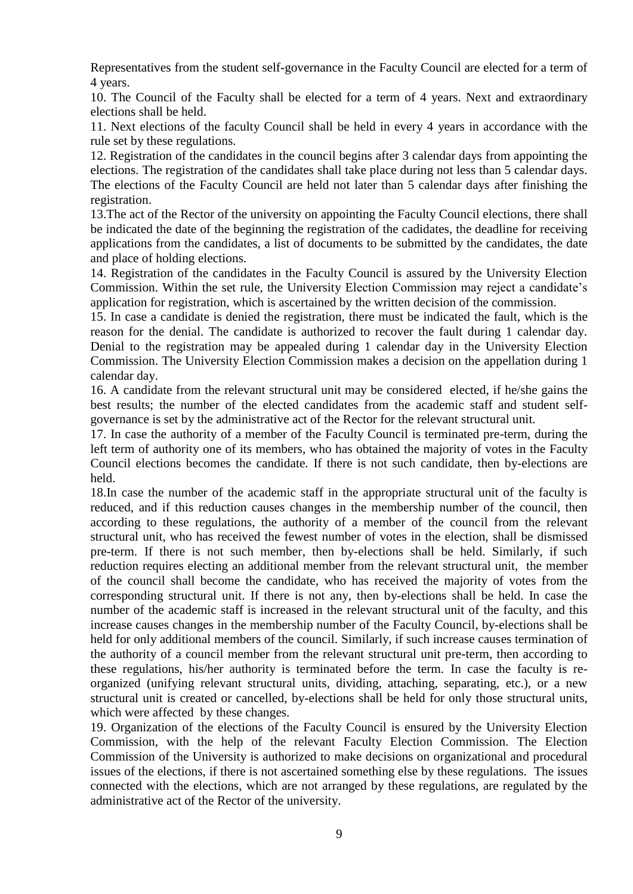Representatives from the student self-governance in the Faculty Council are elected for a term of 4 years.

10. The Council of the Faculty shall be elected for a term of 4 years. Next and extraordinary elections shall be held.

11. Next elections of the faculty Council shall be held in every 4 years in accordance with the rule set by these regulations.

12. Registration of the candidates in the council begins after 3 calendar days from appointing the elections. The registration of the candidates shall take place during not less than 5 calendar days. The elections of the Faculty Council are held not later than 5 calendar days after finishing the registration.

13.The act of the Rector of the university on appointing the Faculty Council elections, there shall be indicated the date of the beginning the registration of the cadidates, the deadline for receiving applications from the candidates, a list of documents to be submitted by the candidates, the date and place of holding elections.

14. Registration of the candidates in the Faculty Council is assured by the University Election Commission. Within the set rule, the University Election Commission may reject a candidate's application for registration, which is ascertained by the written decision of the commission.

15. In case a candidate is denied the registration, there must be indicated the fault, which is the reason for the denial. The candidate is authorized to recover the fault during 1 calendar day. Denial to the registration may be appealed during 1 calendar day in the University Election Commission. The University Election Commission makes a decision on the appellation during 1 calendar day.

16. A candidate from the relevant structural unit may be considered elected, if he/she gains the best results; the number of the elected candidates from the academic staff and student self-governance is set by the administrative act of the Rector for the relevant structural unit.

17. In case the authority of a member of the Faculty Council is terminated pre-term, during the left term of authority one of its members, who has obtained the majority of votes in the Faculty Council elections becomes the candidate. If there is not such candidate, then by-elections are held.

18.In case the number of the academic staff in the appropriate structural unit of the faculty is reduced, and if this reduction causes changes in the membership number of the council, then according to these regulations, the authority of a member of the council from the relevant structural unit, who has received the fewest number of votes in the election, shall be dismissed pre-term. If there is not such member, then by-elections shall be held. Similarly, if such reduction requires electing an additional member from the relevant structural unit, the member of the council shall become the candidate, who has received the majority of votes from the corresponding structural unit. If there is not any, then by-elections shall be held. In case the number of the academic staff is increased in the relevant structural unit of the faculty, and this increase causes changes in the membership number of the Faculty Council, by-elections shall be held for only additional members of the council. Similarly, if such increase causes termination of the authority of a council member from the relevant structural unit pre-term, then according to these regulations, his/her authority is terminated before the term. In case the faculty is re-organized (unifying relevant structural units, dividing, attaching, separating, etc.), or a new structural unit is created or cancelled, by-elections shall be held for only those structural units, which were affected by these changes.

19. Organization of the elections of the Faculty Council is ensured by the University Election Commission, with the help of the relevant Faculty Election Commission. The Election Commission of the University is authorized to make decisions on organizational and procedural issues of the elections, if there is not ascertained something else by these regulations. The issues connected with the elections, which are not arranged by these regulations, are regulated by the administrative act of the Rector of the university.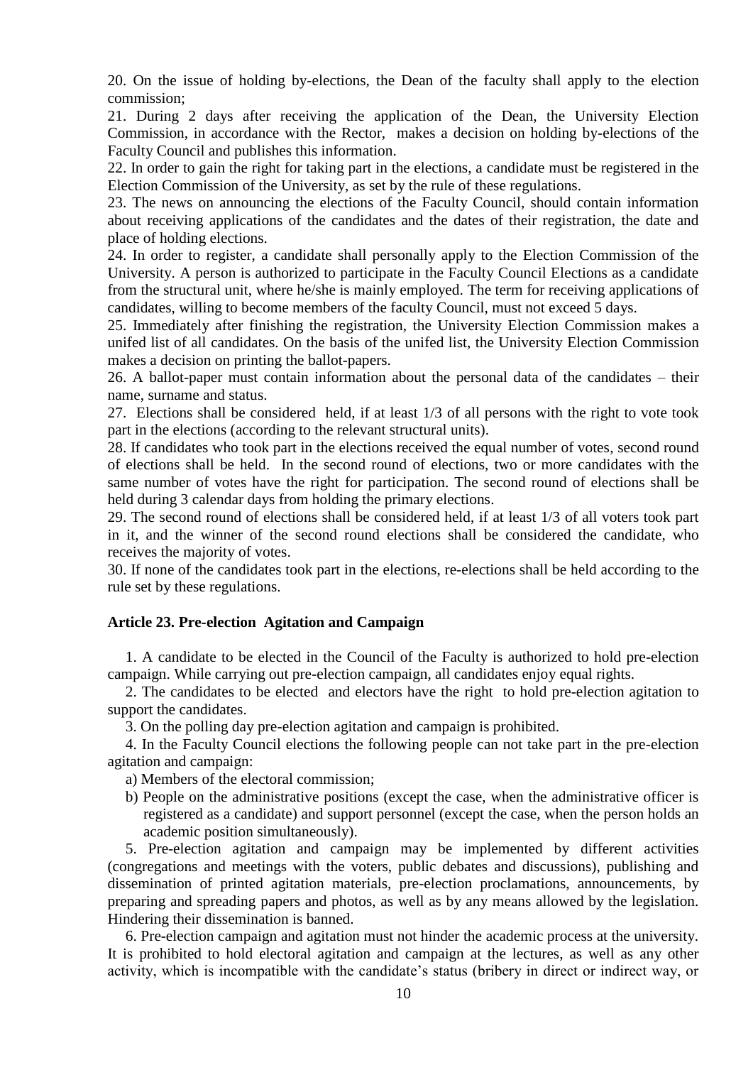20. On the issue of holding by-elections, the Dean of the faculty shall apply to the election commission;

21. During 2 days after receiving the application of the Dean, the University Election Commission, in accordance with the Rector, makes a decision on holding by-elections of the Faculty Council and publishes this information.

22. In order to gain the right for taking part in the elections, a candidate must be registered in the Election Commission of the University, as set by the rule of these regulations.

23. The news on announcing the elections of the Faculty Council, should contain information about receiving applications of the candidates and the dates of their registration, the date and place of holding elections.

24. In order to register, a candidate shall personally apply to the Election Commission of the University. A person is authorized to participate in the Faculty Council Elections as a candidate from the structural unit, where he/she is mainly employed. The term for receiving applications of candidates, willing to become members of the faculty Council, must not exceed 5 days.

25. Immediately after finishing the registration, the University Election Commission makes a unifed list of all candidates. On the basis of the unifed list, the University Election Commission makes a decision on printing the ballot-papers.

26. A ballot-paper must contain information about the personal data of the candidates – their name, surname and status.

27. Elections shall be considered held, if at least 1/3 of all persons with the right to vote took part in the elections (according to the relevant structural units).

28. If candidates who took part in the elections received the equal number of votes, second round of elections shall be held. In the second round of elections, two or more candidates with the same number of votes have the right for participation. The second round of elections shall be held during 3 calendar days from holding the primary elections.

29. The second round of elections shall be considered held, if at least 1/3 of all voters took part in it, and the winner of the second round elections shall be considered the candidate, who receives the majority of votes.

30. If none of the candidates took part in the elections, re-elections shall be held according to the rule set by these regulations.

### Article 23. Pre-election Agitation and Campaign

1. A candidate to be elected in the Council of the Faculty is authorized to hold pre-election campaign. While carrying out pre-election campaign, all candidates enjoy equal rights.

2. The candidates to be elected and electors have the right to hold pre-election agitation to support the candidates.

3. On the polling day pre-election agitation and campaign is prohibited.

4. In the Faculty Council elections the following people can not take part in the pre-election agitation and campaign:

   a) Members of the electoral commission;

   b) People on the administrative positions (except the case, when the administrative officer is registered as a candidate) and support personnel (except the case, when the person holds an academic position simultaneously).

5. Pre-election agitation and campaign may be implemented by different activities (congregations and meetings with the voters, public debates and discussions), publishing and dissemination of printed agitation materials, pre-election proclamations, announcements, by preparing and spreading papers and photos, as well as by any means allowed by the legislation. Hindering their dissemination is banned.

6. Pre-election campaign and agitation must not hinder the academic process at the university. It is prohibited to hold electoral agitation and campaign at the lectures, as well as any other activity, which is incompatible with the candidate's status (bribery in direct or indirect way, or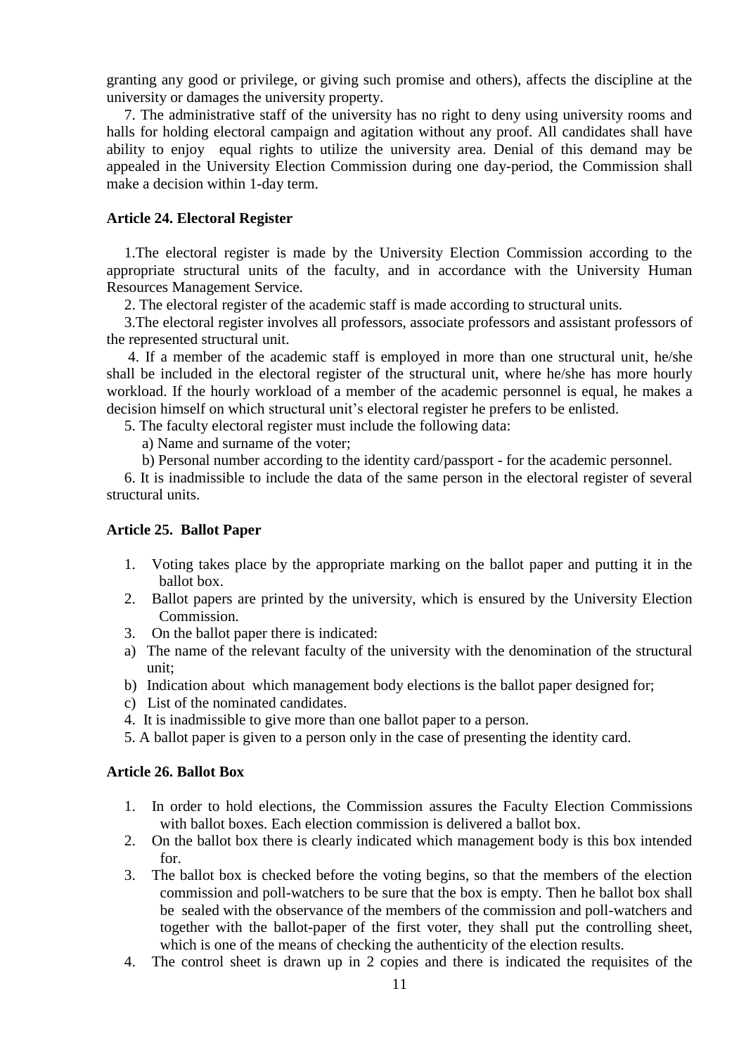granting any good or privilege, or giving such promise and others), affects the discipline at the university or damages the university property.

7. The administrative staff of the university has no right to deny using university rooms and halls for holding electoral campaign and agitation without any proof. All candidates shall have ability to enjoy equal rights to utilize the university area. Denial of this demand may be appealed in the University Election Commission during one day-period, the Commission shall make a decision within 1-day term.

**Article 24. Electoral Register**

1.The electoral register is made by the University Election Commission according to the appropriate structural units of the faculty, and in accordance with the University Human Resources Management Service.

2. The electoral register of the academic staff is made according to structural units.

3.The electoral register involves all professors, associate professors and assistant professors of the represented structural unit.

4. If a member of the academic staff is employed in more than one structural unit, he/she shall be included in the electoral register of the structural unit, where he/she has more hourly workload. If the hourly workload of a member of the academic personnel is equal, he makes a decision himself on which structural unit's electoral register he prefers to be enlisted.

5. The faculty electoral register must include the following data:

a) Name and surname of the voter;

b) Personal number according to the identity card/passport - for the academic personnel.

6. It is inadmissible to include the data of the same person in the electoral register of several structural units.

**Article 25. Ballot Paper**

1. Voting takes place by the appropriate marking on the ballot paper and putting it in the ballot box.
2. Ballot papers are printed by the university, which is ensured by the University Election Commission.
3. On the ballot paper there is indicated:

a) The name of the relevant faculty of the university with the denomination of the structural unit;

b) Indication about which management body elections is the ballot paper designed for;

c) List of the nominated candidates.

4. It is inadmissible to give more than one ballot paper to a person.

5. A ballot paper is given to a person only in the case of presenting the identity card.

**Article 26. Ballot Box**

1. In order to hold elections, the Commission assures the Faculty Election Commissions with ballot boxes. Each election commission is delivered a ballot box.
2. On the ballot box there is clearly indicated which management body is this box intended for.
3. The ballot box is checked before the voting begins, so that the members of the election commission and poll-watchers to be sure that the box is empty. Then he ballot box shall be sealed with the observance of the members of the commission and poll-watchers and together with the ballot-paper of the first voter, they shall put the controlling sheet, which is one of the means of checking the authenticity of the election results.
4. The control sheet is drawn up in 2 copies and there is indicated the requisites of the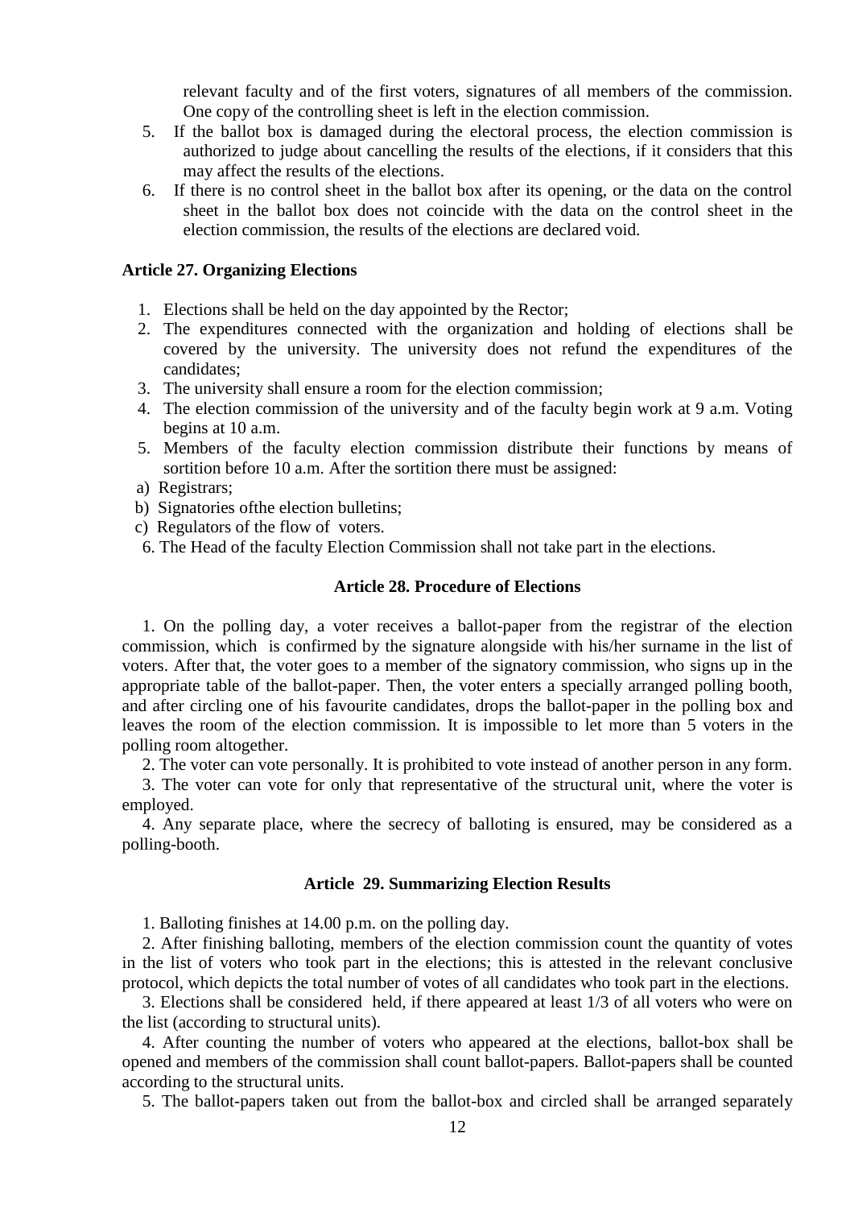relevant faculty and of the first voters, signatures of all members of the commission. One copy of the controlling sheet is left in the election commission.

5. If the ballot box is damaged during the electoral process, the election commission is authorized to judge about cancelling the results of the elections, if it considers that this may affect the results of the elections.
6. If there is no control sheet in the ballot box after its opening, or the data on the control sheet in the ballot box does not coincide with the data on the control sheet in the election commission, the results of the elections are declared void.

**Article 27. Organizing Elections**

1. Elections shall be held on the day appointed by the Rector;
2. The expenditures connected with the organization and holding of elections shall be covered by the university. The university does not refund the expenditures of the candidates;
3. The university shall ensure a room for the election commission;
4. The election commission of the university and of the faculty begin work at 9 a.m. Voting begins at 10 a.m.
5. Members of the faculty election commission distribute their functions by means of sortition before 10 a.m. After the sortition there must be assigned:

a) Registrars;
b) Signatories ofthe election bulletins;
c) Regulators of the flow of voters.

6. The Head of the faculty Election Commission shall not take part in the elections.

**Article 28. Procedure of Elections**

1. On the polling day, a voter receives a ballot-paper from the registrar of the election commission, which is confirmed by the signature alongside with his/her surname in the list of voters. After that, the voter goes to a member of the signatory commission, who signs up in the appropriate table of the ballot-paper. Then, the voter enters a specially arranged polling booth, and after circling one of his favourite candidates, drops the ballot-paper in the polling box and leaves the room of the election commission. It is impossible to let more than 5 voters in the polling room altogether.

2. The voter can vote personally. It is prohibited to vote instead of another person in any form.

3. The voter can vote for only that representative of the structural unit, where the voter is employed.

4. Any separate place, where the secrecy of balloting is ensured, may be considered as a polling-booth.

**Article 29. Summarizing Election Results**

1. Balloting finishes at 14.00 p.m. on the polling day.

2. After finishing balloting, members of the election commission count the quantity of votes in the list of voters who took part in the elections; this is attested in the relevant conclusive protocol, which depicts the total number of votes of all candidates who took part in the elections.

3. Elections shall be considered held, if there appeared at least 1/3 of all voters who were on the list (according to structural units).

4. After counting the number of voters who appeared at the elections, ballot-box shall be opened and members of the commission shall count ballot-papers. Ballot-papers shall be counted according to the structural units.

5. The ballot-papers taken out from the ballot-box and circled shall be arranged separately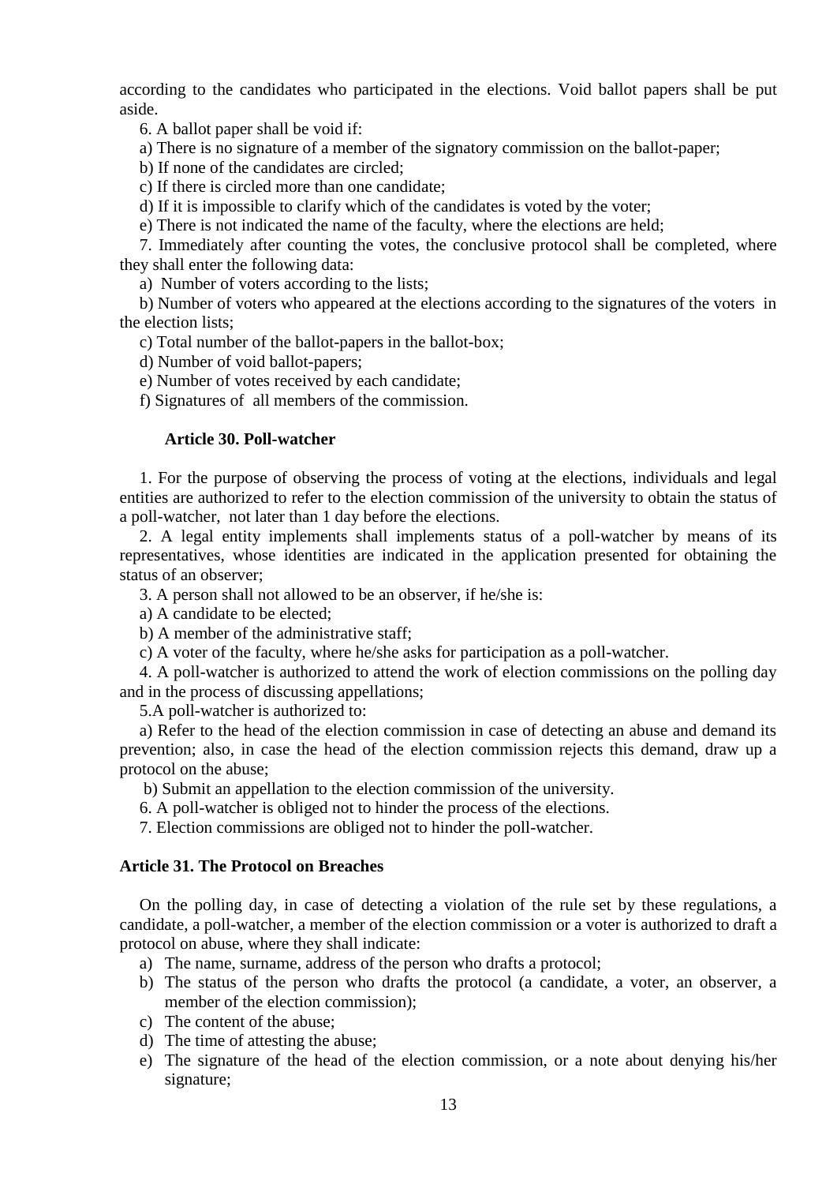according to the candidates who participated in the elections. Void ballot papers shall be put aside.

6. A ballot paper shall be void if:

a) There is no signature of a member of the signatory commission on the ballot-paper;

b) If none of the candidates are circled;

c) If there is circled more than one candidate;

d) If it is impossible to clarify which of the candidates is voted by the voter;

e) There is not indicated the name of the faculty, where the elections are held;

7. Immediately after counting the votes, the conclusive protocol shall be completed, where they shall enter the following data:

a) Number of voters according to the lists;

b) Number of voters who appeared at the elections according to the signatures of the voters in the election lists;

c) Total number of the ballot-papers in the ballot-box;

d) Number of void ballot-papers;

e) Number of votes received by each candidate;

f) Signatures of all members of the commission.

### Article 30. Poll-watcher

1. For the purpose of observing the process of voting at the elections, individuals and legal entities are authorized to refer to the election commission of the university to obtain the status of a poll-watcher, not later than 1 day before the elections.

2. A legal entity implements shall implements status of a poll-watcher by means of its representatives, whose identities are indicated in the application presented for obtaining the status of an observer;

3. A person shall not allowed to be an observer, if he/she is:

a) A candidate to be elected;

b) A member of the administrative staff;

c) A voter of the faculty, where he/she asks for participation as a poll-watcher.

4. A poll-watcher is authorized to attend the work of election commissions on the polling day and in the process of discussing appellations;

5.A poll-watcher is authorized to:

a) Refer to the head of the election commission in case of detecting an abuse and demand its prevention; also, in case the head of the election commission rejects this demand, draw up a protocol on the abuse;

b) Submit an appellation to the election commission of the university.

6. A poll-watcher is obliged not to hinder the process of the elections.

7. Election commissions are obliged not to hinder the poll-watcher.

### Article 31. The Protocol on Breaches

On the polling day, in case of detecting a violation of the rule set by these regulations, a candidate, a poll-watcher, a member of the election commission or a voter is authorized to draft a protocol on abuse, where they shall indicate:

a) The name, surname, address of the person who drafts a protocol;
b) The status of the person who drafts the protocol (a candidate, a voter, an observer, a member of the election commission);
c) The content of the abuse;
d) The time of attesting the abuse;
e) The signature of the head of the election commission, or a note about denying his/her signature;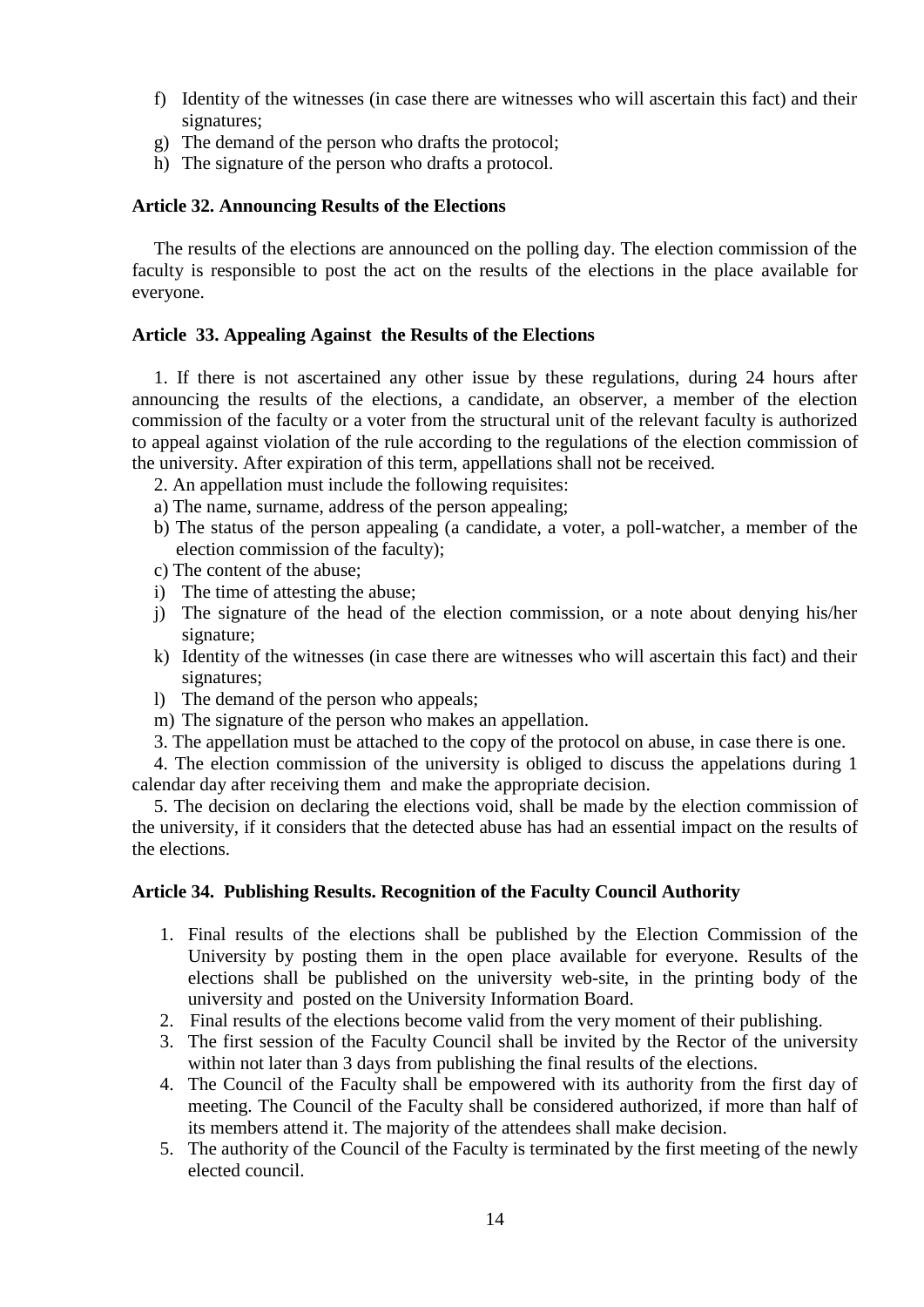f) Identity of the witnesses (in case there are witnesses who will ascertain this fact) and their signatures;
g) The demand of the person who drafts the protocol;
h) The signature of the person who drafts a protocol.

**Article 32. Announcing Results of the Elections**

The results of the elections are announced on the polling day. The election commission of the faculty is responsible to post the act on the results of the elections in the place available for everyone.

**Article 33. Appealing Against the Results of the Elections**

1. If there is not ascertained any other issue by these regulations, during 24 hours after announcing the results of the elections, a candidate, an observer, a member of the election commission of the faculty or a voter from the structural unit of the relevant faculty is authorized to appeal against violation of the rule according to the regulations of the election commission of the university. After expiration of this term, appellations shall not be received.

2. An appellation must include the following requisites:

a) The name, surname, address of the person appealing;
b) The status of the person appealing (a candidate, a voter, a poll-watcher, a member of the election commission of the faculty);
c) The content of the abuse;
i) The time of attesting the abuse;
j) The signature of the head of the election commission, or a note about denying his/her signature;
k) Identity of the witnesses (in case there are witnesses who will ascertain this fact) and their signatures;
l) The demand of the person who appeals;
m) The signature of the person who makes an appellation.

3. The appellation must be attached to the copy of the protocol on abuse, in case there is one.

4. The election commission of the university is obliged to discuss the appelations during 1 calendar day after receiving them and make the appropriate decision.

5. The decision on declaring the elections void, shall be made by the election commission of the university, if it considers that the detected abuse has had an essential impact on the results of the elections.

**Article 34. Publishing Results. Recognition of the Faculty Council Authority**

1. Final results of the elections shall be published by the Election Commission of the University by posting them in the open place available for everyone. Results of the elections shall be published on the university web-site, in the printing body of the university and posted on the University Information Board.
2. Final results of the elections become valid from the very moment of their publishing.
3. The first session of the Faculty Council shall be invited by the Rector of the university within not later than 3 days from publishing the final results of the elections.
4. The Council of the Faculty shall be empowered with its authority from the first day of meeting. The Council of the Faculty shall be considered authorized, if more than half of its members attend it. The majority of the attendees shall make decision.
5. The authority of the Council of the Faculty is terminated by the first meeting of the newly elected council.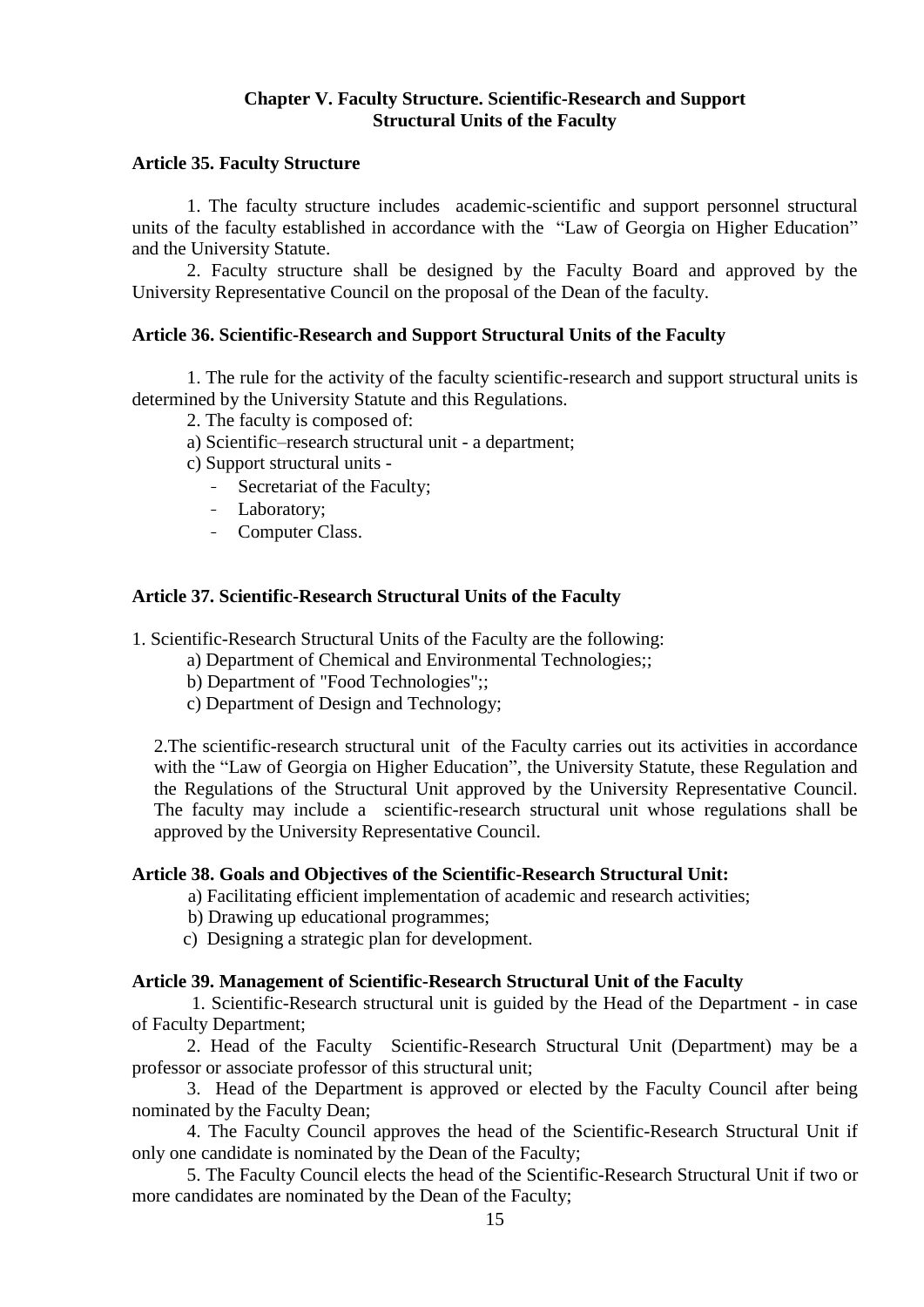### Chapter V. Faculty Structure. Scientific-Research and Support Structural Units of the Faculty

**Article 35. Faculty Structure**

1. The faculty structure includes academic-scientific and support personnel structural units of the faculty established in accordance with the "Law of Georgia on Higher Education" and the University Statute.

2. Faculty structure shall be designed by the Faculty Board and approved by the University Representative Council on the proposal of the Dean of the faculty.

**Article 36. Scientific-Research and Support Structural Units of the Faculty**

1. The rule for the activity of the faculty scientific-research and support structural units is determined by the University Statute and this Regulations.

2. The faculty is composed of:

a) Scientific–research structural unit - a department;

c) Support structural units -

- Secretariat of the Faculty;
- Laboratory;
- Computer Class.

**Article 37. Scientific-Research Structural Units of the Faculty**

1. Scientific-Research Structural Units of the Faculty are the following:

a) Department of Chemical and Environmental Technologies;;

b) Department of "Food Technologies";;

c) Department of Design and Technology;

2.The scientific-research structural unit of the Faculty carries out its activities in accordance with the "Law of Georgia on Higher Education", the University Statute, these Regulation and the Regulations of the Structural Unit approved by the University Representative Council. The faculty may include a scientific-research structural unit whose regulations shall be approved by the University Representative Council.

**Article 38. Goals and Objectives of the Scientific-Research Structural Unit:**

a) Facilitating efficient implementation of academic and research activities;

b) Drawing up educational programmes;

c) Designing a strategic plan for development.

**Article 39. Management of Scientific-Research Structural Unit of the Faculty**

1. Scientific-Research structural unit is guided by the Head of the Department - in case of Faculty Department;

2. Head of the Faculty Scientific-Research Structural Unit (Department) may be a professor or associate professor of this structural unit;

3. Head of the Department is approved or elected by the Faculty Council after being nominated by the Faculty Dean;

4. The Faculty Council approves the head of the Scientific-Research Structural Unit if only one candidate is nominated by the Dean of the Faculty;

5. The Faculty Council elects the head of the Scientific-Research Structural Unit if two or more candidates are nominated by the Dean of the Faculty;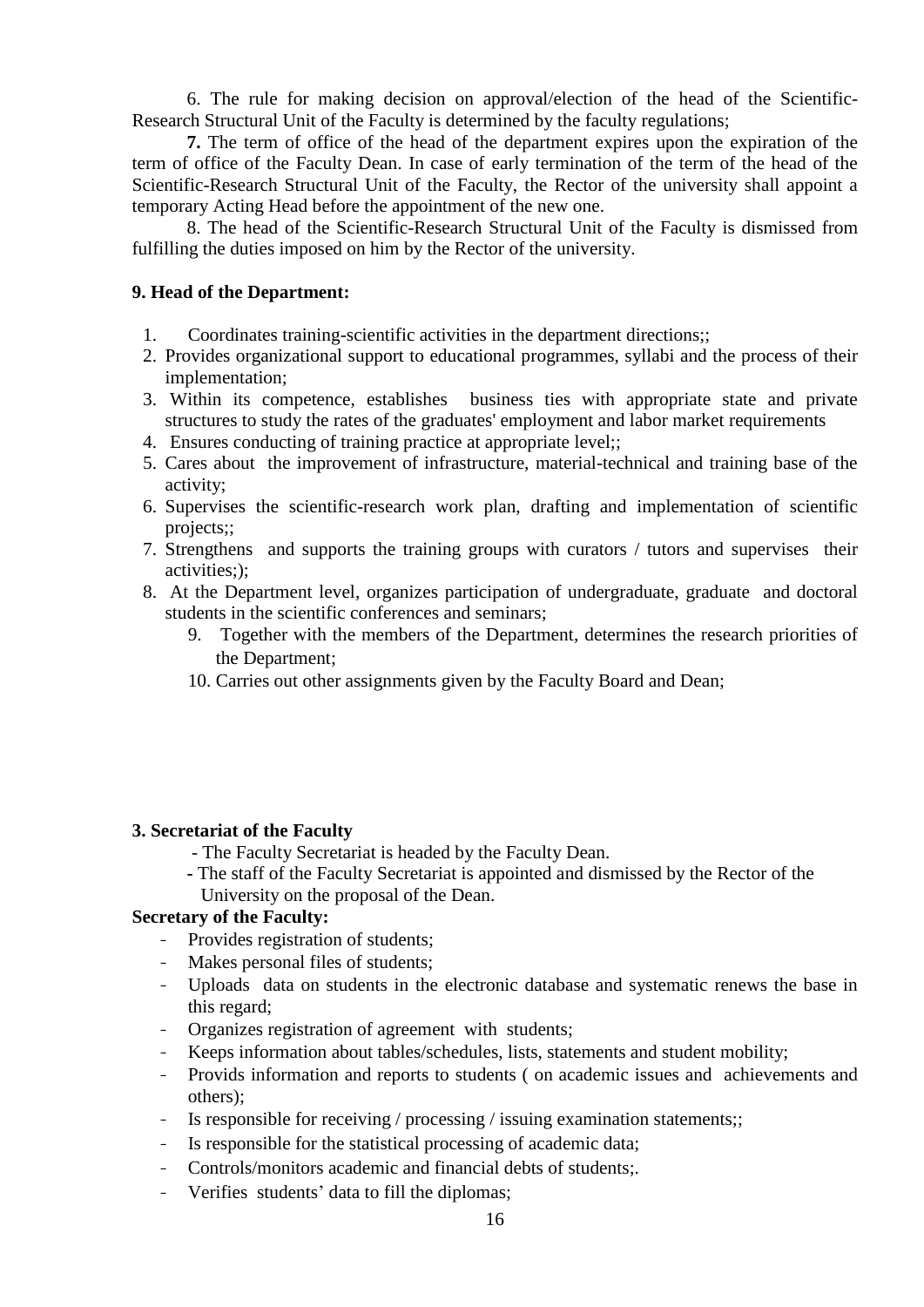6. The rule for making decision on approval/election of the head of the Scientific-Research Structural Unit of the Faculty is determined by the faculty regulations;

**7.** The term of office of the head of the department expires upon the expiration of the term of office of the Faculty Dean. In case of early termination of the term of the head of the Scientific-Research Structural Unit of the Faculty, the Rector of the university shall appoint a temporary Acting Head before the appointment of the new one.

8. The head of the Scientific-Research Structural Unit of the Faculty is dismissed from fulfilling the duties imposed on him by the Rector of the university.

**9. Head of the Department:**

1. Coordinates training-scientific activities in the department directions;;
2. Provides organizational support to educational programmes, syllabi and the process of their implementation;
3. Within its competence, establishes business ties with appropriate state and private structures to study the rates of the graduates' employment and labor market requirements
4. Ensures conducting of training practice at appropriate level;;
5. Cares about the improvement of infrastructure, material-technical and training base of the activity;
6. Supervises the scientific-research work plan, drafting and implementation of scientific projects;;
7. Strengthens and supports the training groups with curators / tutors and supervises their activities;);
8. At the Department level, organizes participation of undergraduate, graduate and doctoral students in the scientific conferences and seminars;
9. Together with the members of the Department, determines the research priorities of the Department;
10. Carries out other assignments given by the Faculty Board and Dean;

**3. Secretariat of the Faculty**

- The Faculty Secretariat is headed by the Faculty Dean.
- The staff of the Faculty Secretariat is appointed and dismissed by the Rector of the University on the proposal of the Dean.

**Secretary of the Faculty:**

- Provides registration of students;
- Makes personal files of students;
- Uploads data on students in the electronic database and systematic renews the base in this regard;
- Organizes registration of agreement with students;
- Keeps information about tables/schedules, lists, statements and student mobility;
- Provids information and reports to students ( on academic issues and achievements and others);
- Is responsible for receiving / processing / issuing examination statements;;
- Is responsible for the statistical processing of academic data;
- Controls/monitors academic and financial debts of students;.
- Verifies students' data to fill the diplomas;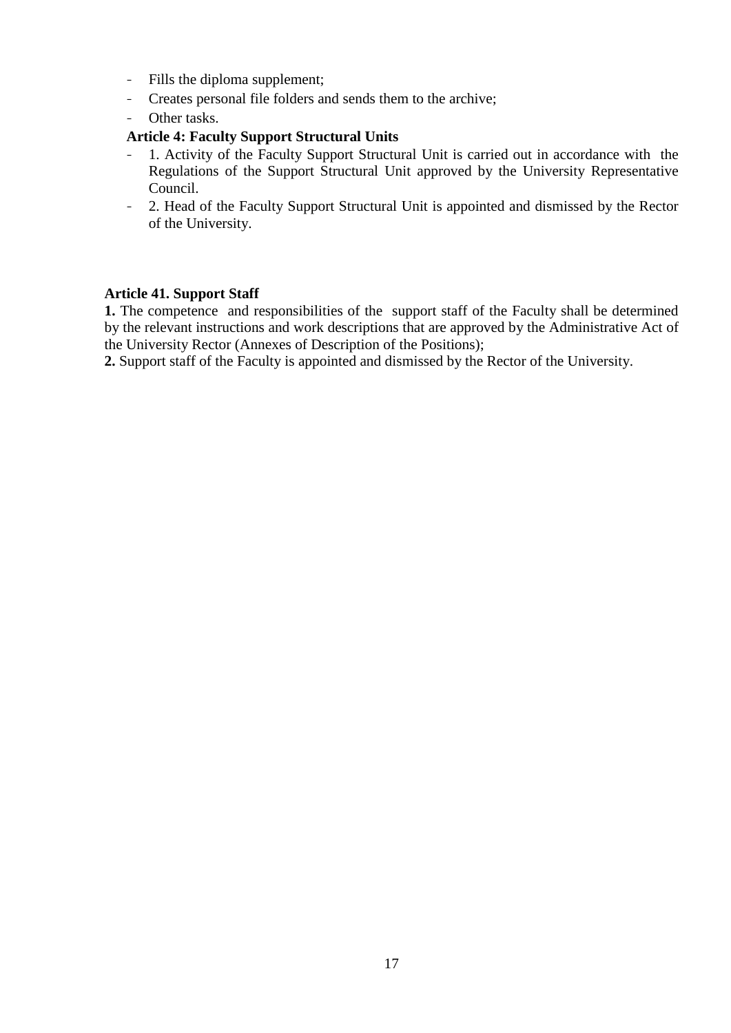- Fills the diploma supplement;
- Creates personal file folders and sends them to the archive;
- Other tasks.

**Article 4: Faculty Support Structural Units**

- 1. Activity of the Faculty Support Structural Unit is carried out in accordance with the Regulations of the Support Structural Unit approved by the University Representative Council.
- 2. Head of the Faculty Support Structural Unit is appointed and dismissed by the Rector of the University.

**Article 41. Support Staff**

**1.** The competence and responsibilities of the support staff of the Faculty shall be determined by the relevant instructions and work descriptions that are approved by the Administrative Act of the University Rector (Annexes of Description of the Positions);

**2.** Support staff of the Faculty is appointed and dismissed by the Rector of the University.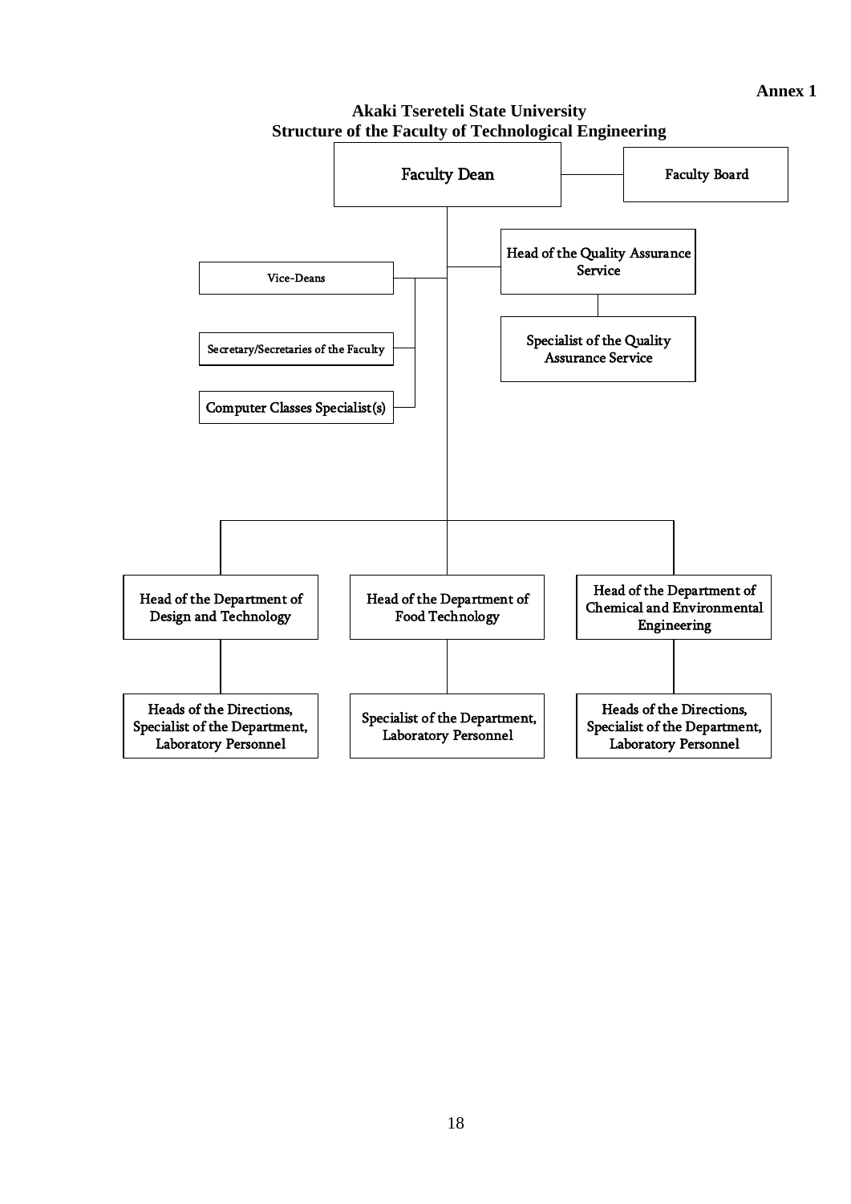**Annex 1**

**Akaki Tsereteli State University**
**Structure of the Faculty of Technological Engineering**

Faculty Dean

Faculty Board

Head of the Quality Assurance Service

Vice-Deans

Specialist of the Quality Assurance Service

Secretary/Secretaries of the Faculty

Computer Classes Specialist(s)

Head of the Department of Design and Technology

Head of the Department of Food Technology

Head of the Department of Chemical and Environmental Engineering

Heads of the Directions, Specialist of the Department, Laboratory Personnel

Specialist of the Department, Laboratory Personnel

Heads of the Directions, Specialist of the Department, Laboratory Personnel